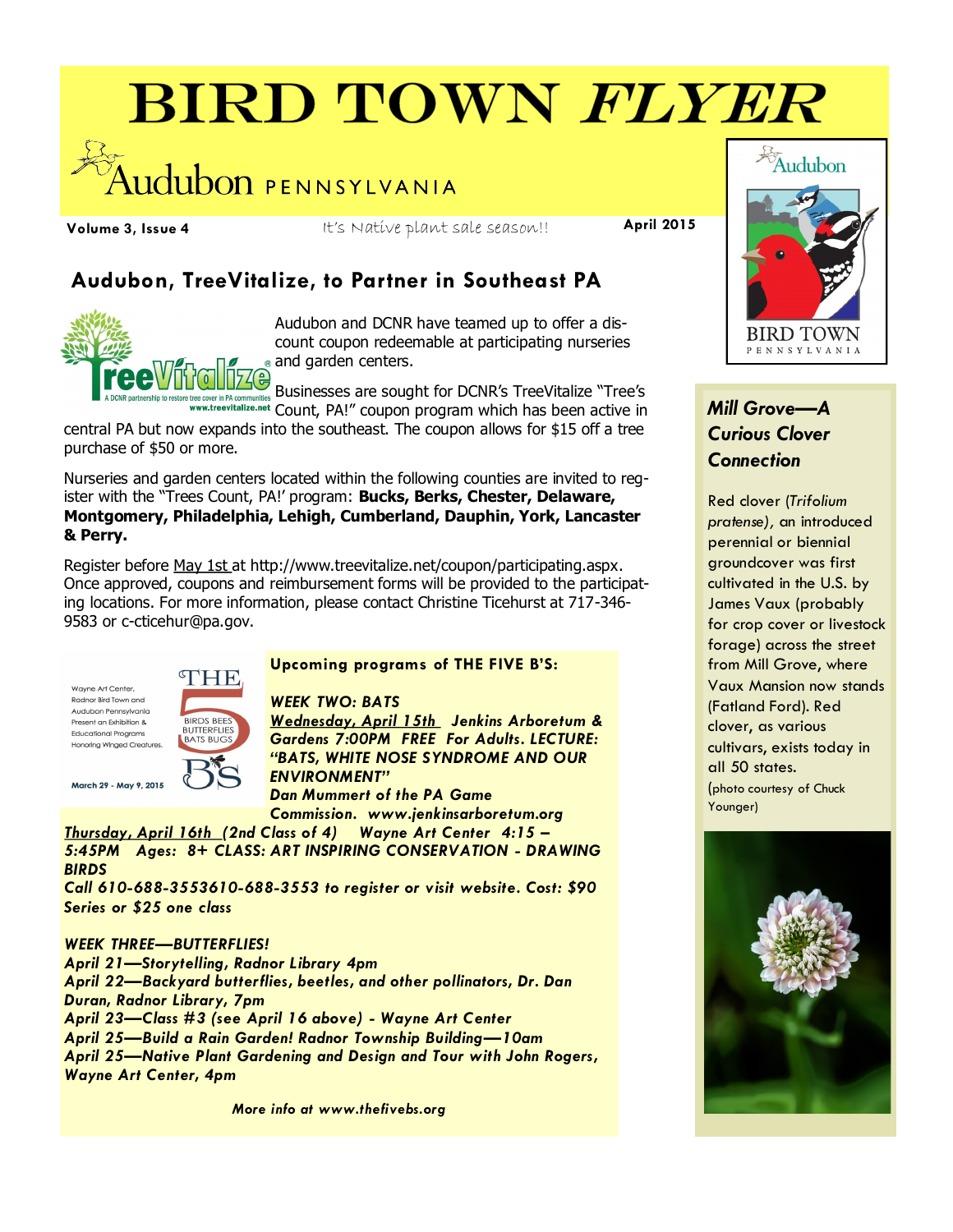# BIRD TOWN *FLYER*

Audubon PENNSYLVANIA

**Volume 3, Issue 4** It's Native plant sale season!! **April 2015**

## Audubon, TreeVitalize, to Partner in Southeast PA

Audubon and DCNR have teamed up to offer a discount coupon redeemable at participating nurseries and garden centers.

Businesses are sought for DCNR's TreeVitalize "Tree's Count, PA!" coupon program which has been active in central PA but now expands into the southeast. The coupon allows for $15 off a tree purchase of $50 or more.

Nurseries and garden centers located within the following counties are invited to register with the "Trees Count, PA!' program: **Bucks, Berks, Chester, Delaware, Montgomery, Philadelphia, Lehigh, Cumberland, Dauphin, York, Lancaster & Perry.**

Register before May 1st at http://www.treevitalize.net/coupon/participating.aspx. Once approved, coupons and reimbursement forms will be provided to the participating locations. For more information, please contact Christine Ticehurst at 717-346-9583 or c-cticehur@pa.gov.

Wayne Art Center, Radnor Bird Town and Audubon Pennsylvania Present an Exhibition & Educational Programs Honoring Winged Creatures.

THE 5 B'S — BIRDS BEES BUTTERFLIES BATS BUGS

March 29 - May 9, 2015

**Upcoming programs of THE FIVE B'S:**

***WEEK TWO: BATS***

***Wednesday, April 15th Jenkins Arboretum & Gardens 7:00PM FREE For Adults. LECTURE: "BATS, WHITE NOSE SYNDROME AND OUR ENVIRONMENT" Dan Mummert of the PA Game Commission. www.jenkinsarboretum.org***

***Thursday, April 16th (2nd Class of 4) Wayne Art Center 4:15 – 5:45PM Ages: 8+ CLASS: ART INSPIRING CONSERVATION - DRAWING BIRDS***

***Call 610-688-3553610-688-3553 to register or visit website. Cost: $90 Series or $25 one class***

***WEEK THREE—BUTTERFLIES!***

***April 21—Storytelling, Radnor Library 4pm***

***April 22—Backyard butterflies, beetles, and other pollinators, Dr. Dan Duran, Radnor Library, 7pm***

***April 23—Class #3 (see April 16 above) - Wayne Art Center***

***April 25—Build a Rain Garden! Radnor Township Building—10am***

***April 25—Native Plant Gardening and Design and Tour with John Rogers, Wayne Art Center, 4pm***

***More info at www.thefivebs.org***

Audubon BIRD TOWN PENNSYLVANIA

## *Mill Grove—A Curious Clover Connection*

Red clover (*Trifolium pratense),* an introduced perennial or biennial groundcover was first cultivated in the U.S. by James Vaux (probably for crop cover or livestock forage) across the street from Mill Grove, where Vaux Mansion now stands (Fatland Ford). Red clover, as various cultivars, exists today in all 50 states.

(photo courtesy of Chuck Younger)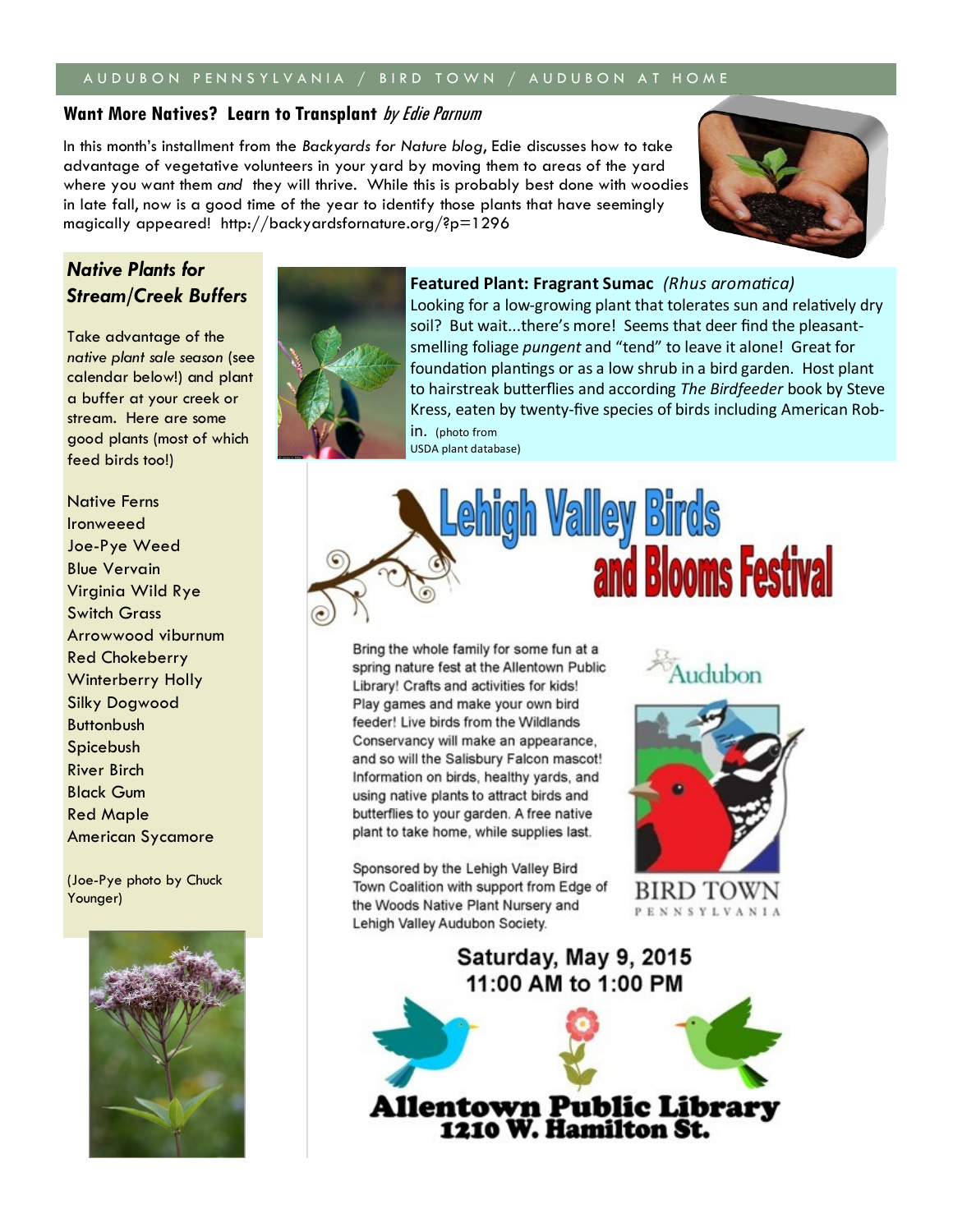AUDUBON PENNSYLVANIA / BIRD TOWN / AUDUBON AT HOME

## Want More Natives? Learn to Transplant *by Edie Parnum*

In this month's installment from the *Backyards for Nature blog*, Edie discusses how to take advantage of vegetative volunteers in your yard by moving them to areas of the yard where you want them *and* they will thrive. While this is probably best done with woodies in late fall, now is a good time of the year to identify those plants that have seemingly magically appeared! http://backyardsfornature.org/?p=1296

### *Native Plants for Stream/Creek Buffers*

Take advantage of the *native plant sale season* (see calendar below!) and plant a buffer at your creek or stream. Here are some good plants (most of which feed birds too!)

Native Ferns
Ironweeed
Joe-Pye Weed
Blue Vervain
Virginia Wild Rye
Switch Grass
Arrowwood viburnum
Red Chokeberry
Winterberry Holly
Silky Dogwood
Buttonbush
Spicebush
River Birch
Black Gum
Red Maple
American Sycamore

(Joe-Pye photo by Chuck Younger)

### Featured Plant: Fragrant Sumac *(Rhus aromatica)*

Looking for a low-growing plant that tolerates sun and relatively dry soil? But wait...there's more! Seems that deer find the pleasant-smelling foliage *pungent* and "tend" to leave it alone! Great for foundation plantings or as a low shrub in a bird garden. Host plant to hairstreak butterflies and according *The Birdfeeder* book by Steve Kress, eaten by twenty-five species of birds including American Robin. (photo from USDA plant database)

## Lehigh Valley Birds and Blooms Festival

Bring the whole family for some fun at a spring nature fest at the Allentown Public Library! Crafts and activities for kids! Play games and make your own bird feeder! Live birds from the Wildlands Conservancy will make an appearance, and so will the Salisbury Falcon mascot! Information on birds, healthy yards, and using native plants to attract birds and butterflies to your garden. A free native plant to take home, while supplies last.

Sponsored by the Lehigh Valley Bird Town Coalition with support from Edge of the Woods Native Plant Nursery and Lehigh Valley Audubon Society.

Audubon

BIRD TOWN PENNSYLVANIA

**Saturday, May 9, 2015**
**11:00 AM to 1:00 PM**

**Allentown Public Library**
**1210 W. Hamilton St.**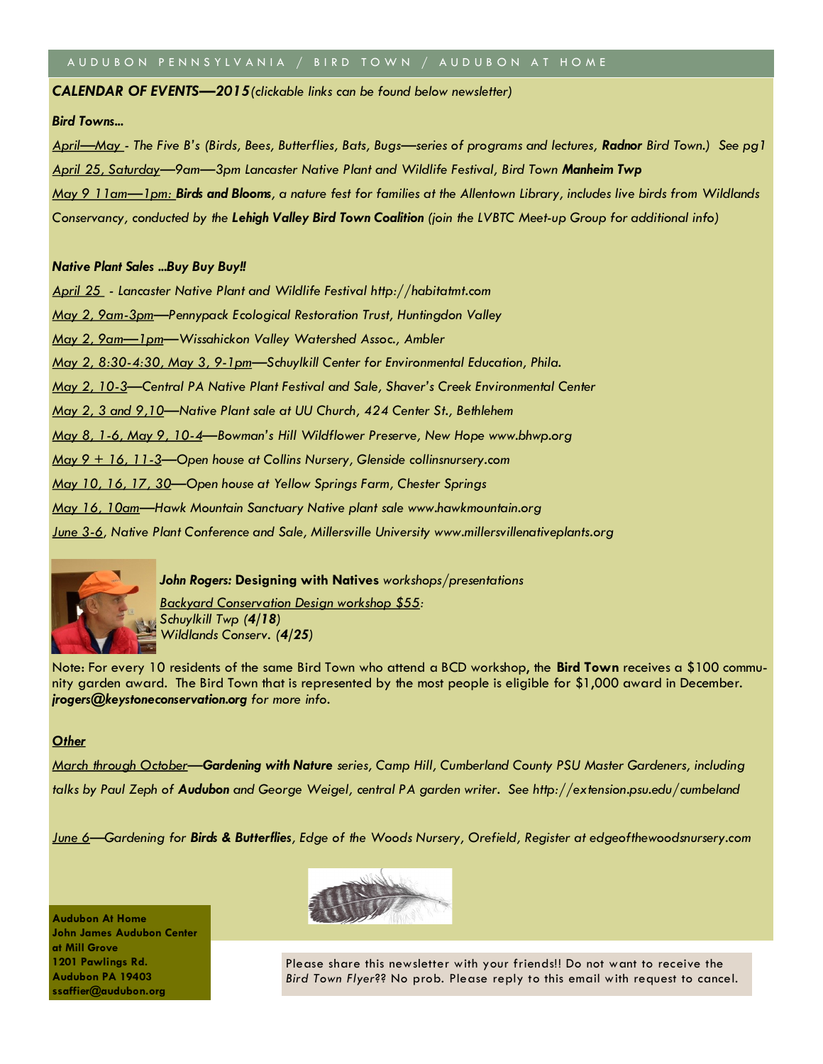AUDUBON PENNSYLVANIA / BIRD TOWN / AUDUBON AT HOME

***CALENDAR OF EVENTS—2015*** *(clickable links can be found below newsletter)*

***Bird Towns…***

*April—May - The Five B's (Birds, Bees, Butterflies, Bats, Bugs—series of programs and lectures, **Radnor** Bird Town.) See pg1*

*April 25, Saturday—9am—3pm Lancaster Native Plant and Wildlife Festival, Bird Town **Manheim Twp***

*May 9 11am—1pm: **Birds and Blooms**, a nature fest for families at the Allentown Library, includes live birds from Wildlands Conservancy, conducted by the **Lehigh Valley Bird Town Coalition** (join the LVBTC Meet-up Group for additional info)*

***Native Plant Sales …Buy Buy Buy!!***

*April 25 - Lancaster Native Plant and Wildlife Festival http://habitatmt.com*

*May 2, 9am-3pm—Pennypack Ecological Restoration Trust, Huntingdon Valley*

*May 2, 9am—1pm—Wissahickon Valley Watershed Assoc., Ambler*

*May 2, 8:30-4:30, May 3, 9-1pm—Schuylkill Center for Environmental Education, Phila.*

*May 2, 10-3—Central PA Native Plant Festival and Sale, Shaver's Creek Environmental Center*

*May 2, 3 and 9,10—Native Plant sale at UU Church, 424 Center St., Bethlehem*

*May 8, 1-6, May 9, 10-4—Bowman's Hill Wildflower Preserve, New Hope www.bhwp.org*

*May 9 + 16, 11-3—Open house at Collins Nursery, Glenside collinsnursery.com*

*May 10, 16, 17, 30—Open house at Yellow Springs Farm, Chester Springs*

*May 16, 10am—Hawk Mountain Sanctuary Native plant sale www.hawkmountain.org*

*June 3-6, Native Plant Conference and Sale, Millersville University www.millersvillenativeplants.org*

***John Rogers:*** **Designing with Natives** *workshops/presentations*

*Backyard Conservation Design workshop $55:*
*Schuylkill Twp (**4/18**)*
*Wildlands Conserv. (**4/25**)*

Note: For every 10 residents of the same Bird Town who attend a BCD workshop, the **Bird Town** receives a $100 community garden award. The Bird Town that is represented by the most people is eligible for $1,000 award in December. ***jrogers@keystoneconservation.org*** *for more info.*

***Other***

*March through October—**Gardening with Nature** series, Camp Hill, Cumberland County PSU Master Gardeners, including talks by Paul Zeph of **Audubon** and George Weigel, central PA garden writer. See http://extension.psu.edu/cumbeland*

*June 6—Gardening for **Birds & Butterflies**, Edge of the Woods Nursery, Orefield, Register at edgeofthewoodsnursery.com*

**Audubon At Home**
**John James Audubon Center at Mill Grove**
**1201 Pawlings Rd.**
**Audubon PA 19403**
**ssaffier@audubon.org**

Please share this newsletter with your friends!! Do not want to receive the *Bird Town Flyer*?? No prob. Please reply to this email with request to cancel.